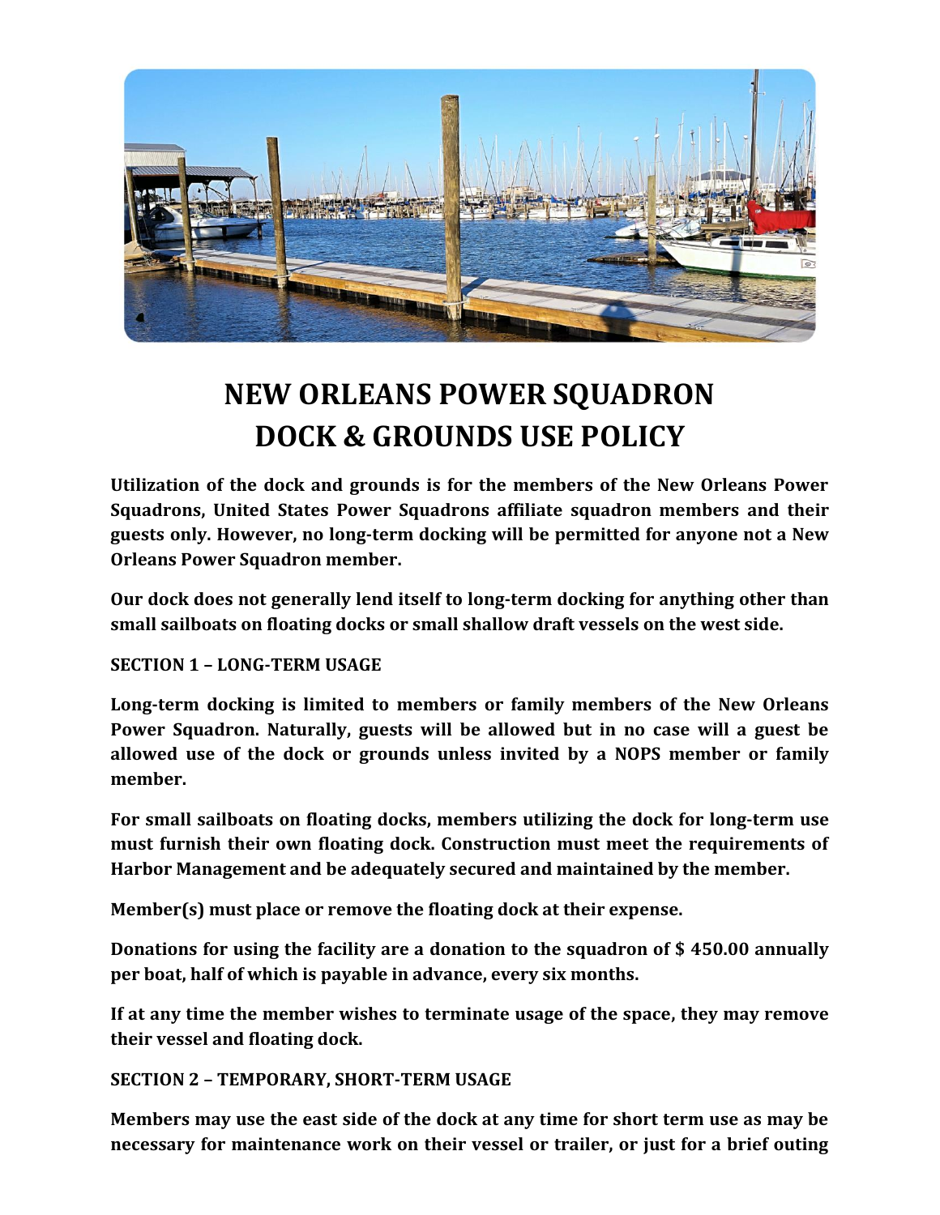# NEW ORLEANS POWER SQUADRON
# DOCK & GROUNDS USE POLICY

**Utilization of the dock and grounds is for the members of the New Orleans Power Squadrons, United States Power Squadrons affiliate squadron members and their guests only. However, no long-term docking will be permitted for anyone not a New Orleans Power Squadron member.**

**Our dock does not generally lend itself to long-term docking for anything other than small sailboats on floating docks or small shallow draft vessels on the west side.**

## SECTION 1 – LONG-TERM USAGE

**Long-term docking is limited to members or family members of the New Orleans Power Squadron. Naturally, guests will be allowed but in no case will a guest be allowed use of the dock or grounds unless invited by a NOPS member or family member.**

**For small sailboats on floating docks, members utilizing the dock for long-term use must furnish their own floating dock. Construction must meet the requirements of Harbor Management and be adequately secured and maintained by the member.**

**Member(s) must place or remove the floating dock at their expense.**

**Donations for using the facility are a donation to the squadron of $ 450.00 annually per boat, half of which is payable in advance, every six months.**

**If at any time the member wishes to terminate usage of the space, they may remove their vessel and floating dock.**

## SECTION 2 – TEMPORARY, SHORT-TERM USAGE

**Members may use the east side of the dock at any time for short term use as may be necessary for maintenance work on their vessel or trailer, or just for a brief outing**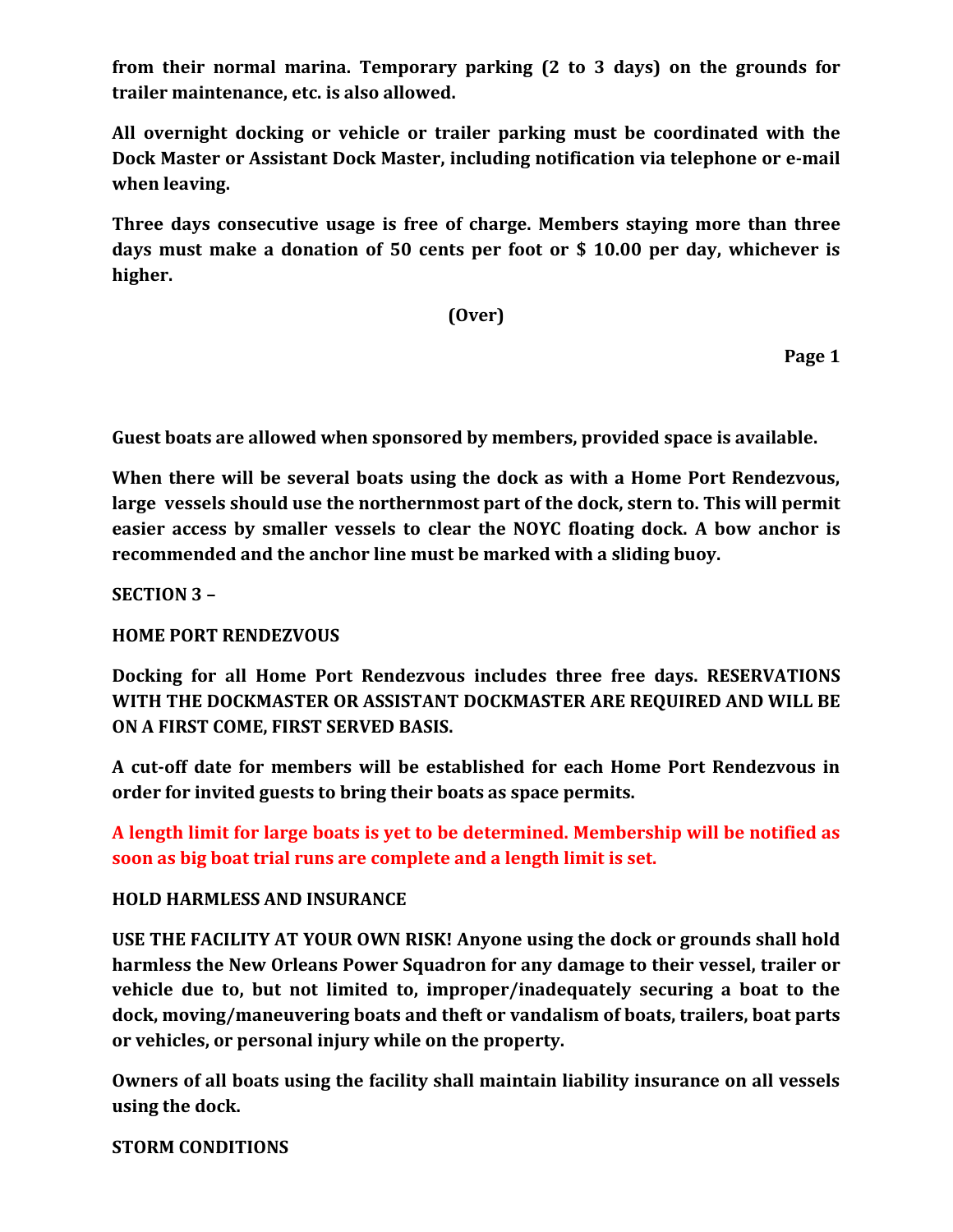**from their normal marina. Temporary parking (2 to 3 days) on the grounds for trailer maintenance, etc. is also allowed.**

**All overnight docking or vehicle or trailer parking must be coordinated with the Dock Master or Assistant Dock Master, including notification via telephone or e-mail when leaving.**

**Three days consecutive usage is free of charge. Members staying more than three days must make a donation of 50 cents per foot or $ 10.00 per day, whichever is higher.**

**(Over)**

**Guest boats are allowed when sponsored by members, provided space is available.**

**When there will be several boats using the dock as with a Home Port Rendezvous, large vessels should use the northernmost part of the dock, stern to. This will permit easier access by smaller vessels to clear the NOYC floating dock. A bow anchor is recommended and the anchor line must be marked with a sliding buoy.**

**SECTION 3 –**

**HOME PORT RENDEZVOUS**

**Docking for all Home Port Rendezvous includes three free days. RESERVATIONS WITH THE DOCKMASTER OR ASSISTANT DOCKMASTER ARE REQUIRED AND WILL BE ON A FIRST COME, FIRST SERVED BASIS.**

**A cut-off date for members will be established for each Home Port Rendezvous in order for invited guests to bring their boats as space permits.**

**A length limit for large boats is yet to be determined. Membership will be notified as soon as big boat trial runs are complete and a length limit is set.**

**HOLD HARMLESS AND INSURANCE**

**USE THE FACILITY AT YOUR OWN RISK! Anyone using the dock or grounds shall hold harmless the New Orleans Power Squadron for any damage to their vessel, trailer or vehicle due to, but not limited to, improper/inadequately securing a boat to the dock, moving/maneuvering boats and theft or vandalism of boats, trailers, boat parts or vehicles, or personal injury while on the property.**

**Owners of all boats using the facility shall maintain liability insurance on all vessels using the dock.**

**STORM CONDITIONS**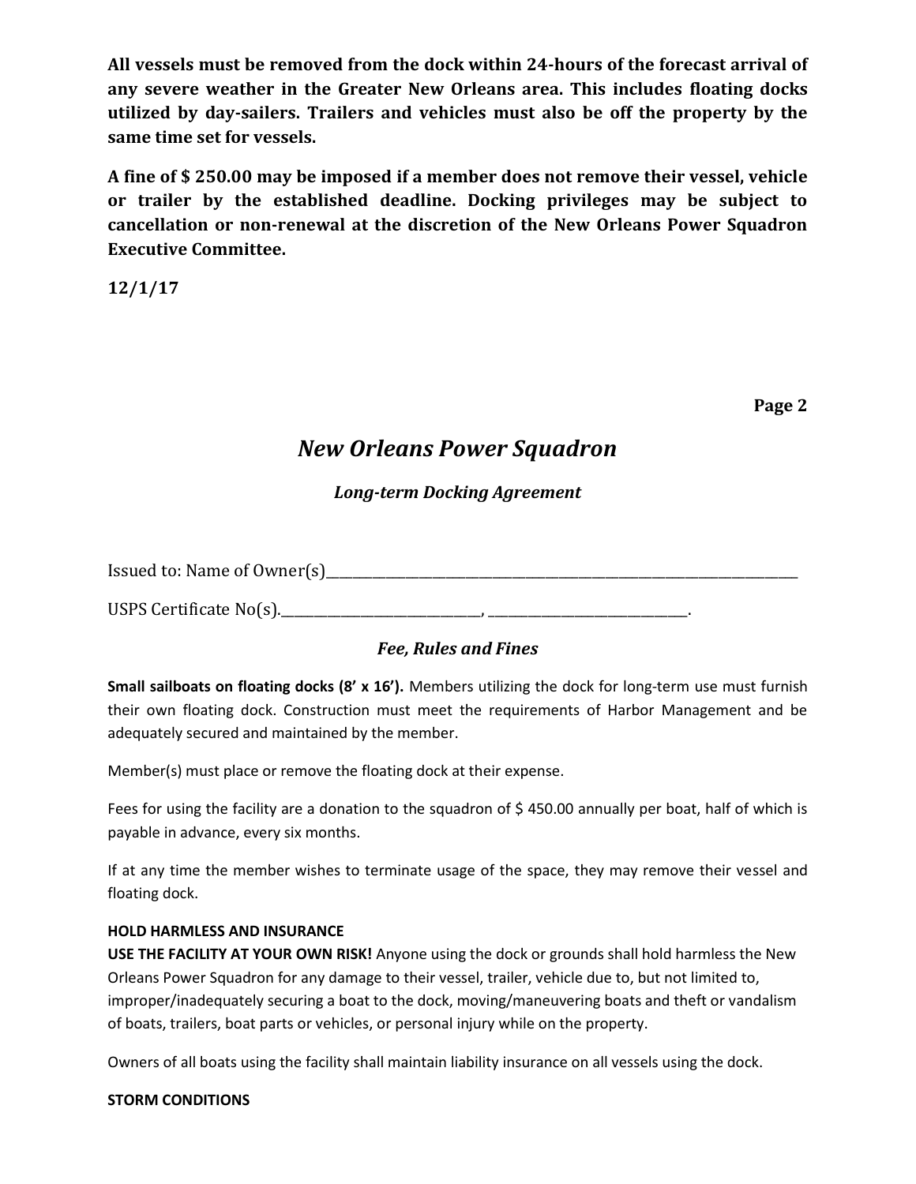**All vessels must be removed from the dock within 24-hours of the forecast arrival of any severe weather in the Greater New Orleans area. This includes floating docks utilized by day-sailers. Trailers and vehicles must also be off the property by the same time set for vessels.**

**A fine of $ 250.00 may be imposed if a member does not remove their vessel, vehicle or trailer by the established deadline. Docking privileges may be subject to cancellation or non-renewal at the discretion of the New Orleans Power Squadron Executive Committee.**

**12/1/17**

**Page 2**

## *New Orleans Power Squadron*

### *Long-term Docking Agreement*

Issued to: Name of Owner(s)_______________________________________________________________

USPS Certificate No(s).__________________________, __________________________.

### *Fee, Rules and Fines*

**Small sailboats on floating docks (8' x 16').** Members utilizing the dock for long-term use must furnish their own floating dock. Construction must meet the requirements of Harbor Management and be adequately secured and maintained by the member.

Member(s) must place or remove the floating dock at their expense.

Fees for using the facility are a donation to the squadron of $ 450.00 annually per boat, half of which is payable in advance, every six months.

If at any time the member wishes to terminate usage of the space, they may remove their vessel and floating dock.

**HOLD HARMLESS AND INSURANCE**
**USE THE FACILITY AT YOUR OWN RISK!** Anyone using the dock or grounds shall hold harmless the New Orleans Power Squadron for any damage to their vessel, trailer, vehicle due to, but not limited to, improper/inadequately securing a boat to the dock, moving/maneuvering boats and theft or vandalism of boats, trailers, boat parts or vehicles, or personal injury while on the property.

Owners of all boats using the facility shall maintain liability insurance on all vessels using the dock.

**STORM CONDITIONS**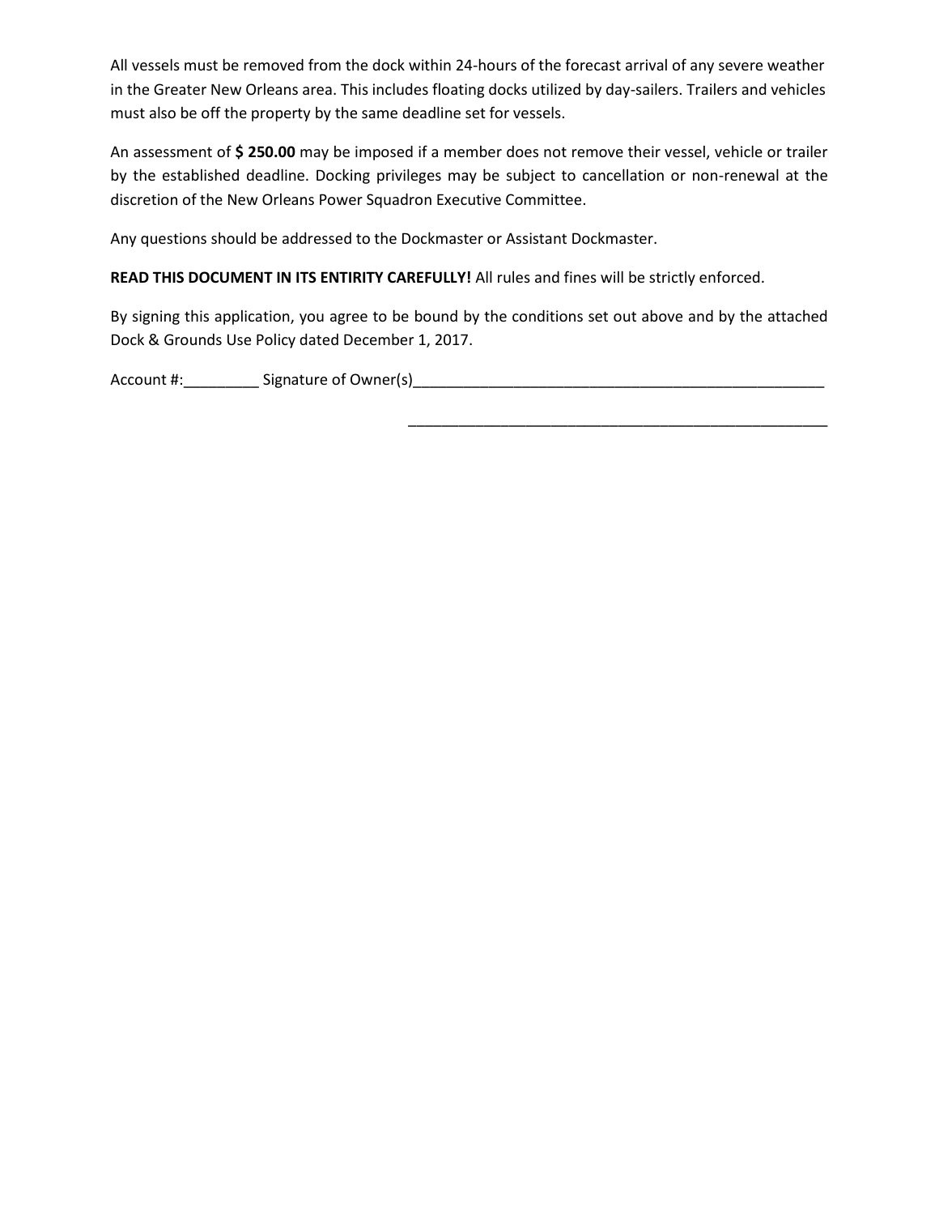All vessels must be removed from the dock within 24-hours of the forecast arrival of any severe weather in the Greater New Orleans area. This includes floating docks utilized by day-sailers. Trailers and vehicles must also be off the property by the same deadline set for vessels.

An assessment of **$ 250.00** may be imposed if a member does not remove their vessel, vehicle or trailer by the established deadline. Docking privileges may be subject to cancellation or non-renewal at the discretion of the New Orleans Power Squadron Executive Committee.

Any questions should be addressed to the Dockmaster or Assistant Dockmaster.

**READ THIS DOCUMENT IN ITS ENTIRITY CAREFULLY!** All rules and fines will be strictly enforced.

By signing this application, you agree to be bound by the conditions set out above and by the attached Dock & Grounds Use Policy dated December 1, 2017.

Account #:_________ Signature of Owner(s)____________________________________________________

____________________________________________________